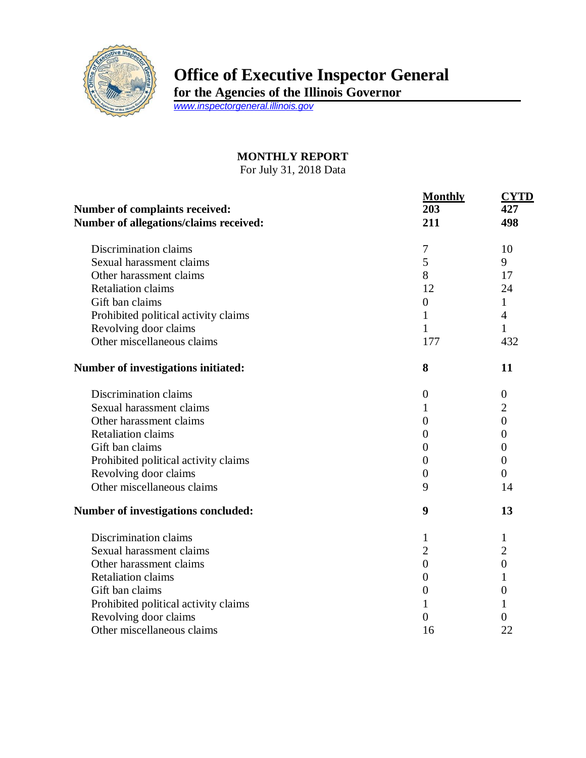# Office of Executive Inspector General

**for the Agencies of the Illinois Governor**

www.inspectorgeneral.illinois.gov

## MONTHLY REPORT

For July 31, 2018 Data

| | Monthly | CYTD |
|---|---|---|
| **Number of complaints received:** | **203** | **427** |
| **Number of allegations/claims received:** | **211** | **498** |
| Discrimination claims | 7 | 10 |
| Sexual harassment claims | 5 | 9 |
| Other harassment claims | 8 | 17 |
| Retaliation claims | 12 | 24 |
| Gift ban claims | 0 | 1 |
| Prohibited political activity claims | 1 | 4 |
| Revolving door claims | 1 | 1 |
| Other miscellaneous claims | 177 | 432 |
| **Number of investigations initiated:** | **8** | **11** |
| Discrimination claims | 0 | 0 |
| Sexual harassment claims | 1 | 2 |
| Other harassment claims | 0 | 0 |
| Retaliation claims | 0 | 0 |
| Gift ban claims | 0 | 0 |
| Prohibited political activity claims | 0 | 0 |
| Revolving door claims | 0 | 0 |
| Other miscellaneous claims | 9 | 14 |
| **Number of investigations concluded:** | **9** | **13** |
| Discrimination claims | 1 | 1 |
| Sexual harassment claims | 2 | 2 |
| Other harassment claims | 0 | 0 |
| Retaliation claims | 0 | 1 |
| Gift ban claims | 0 | 0 |
| Prohibited political activity claims | 1 | 1 |
| Revolving door claims | 0 | 0 |
| Other miscellaneous claims | 16 | 22 |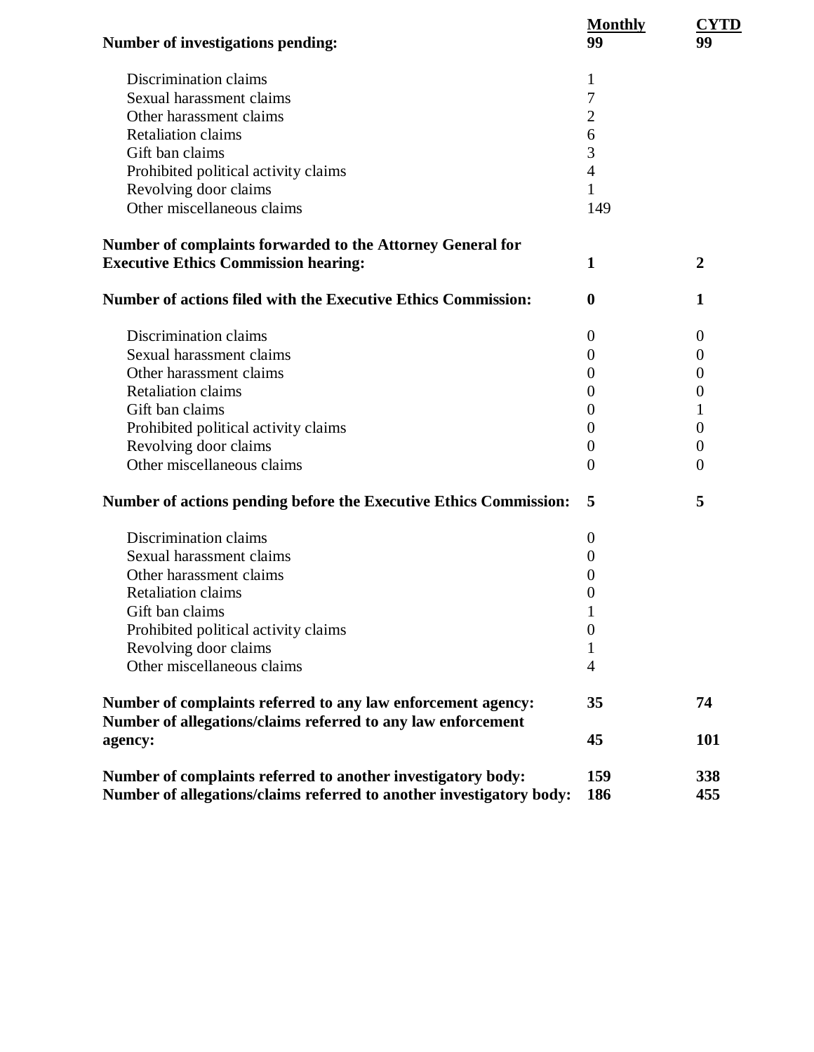| | Monthly | CYTD |
|---|---|---|
| **Number of investigations pending:** | **99** | **99** |
| Discrimination claims | 1 | |
| Sexual harassment claims | 7 | |
| Other harassment claims | 2 | |
| Retaliation claims | 6 | |
| Gift ban claims | 3 | |
| Prohibited political activity claims | 4 | |
| Revolving door claims | 1 | |
| Other miscellaneous claims | 149 | |
| **Number of complaints forwarded to the Attorney General for Executive Ethics Commission hearing:** | **1** | **2** |
| **Number of actions filed with the Executive Ethics Commission:** | **0** | **1** |
| Discrimination claims | 0 | 0 |
| Sexual harassment claims | 0 | 0 |
| Other harassment claims | 0 | 0 |
| Retaliation claims | 0 | 0 |
| Gift ban claims | 0 | 1 |
| Prohibited political activity claims | 0 | 0 |
| Revolving door claims | 0 | 0 |
| Other miscellaneous claims | 0 | 0 |
| **Number of actions pending before the Executive Ethics Commission:** | **5** | **5** |
| Discrimination claims | 0 | |
| Sexual harassment claims | 0 | |
| Other harassment claims | 0 | |
| Retaliation claims | 0 | |
| Gift ban claims | 1 | |
| Prohibited political activity claims | 0 | |
| Revolving door claims | 1 | |
| Other miscellaneous claims | 4 | |
| **Number of complaints referred to any law enforcement agency:** | **35** | **74** |
| **Number of allegations/claims referred to any law enforcement agency:** | **45** | **101** |
| **Number of complaints referred to another investigatory body:** | **159** | **338** |
| **Number of allegations/claims referred to another investigatory body:** | **186** | **455** |